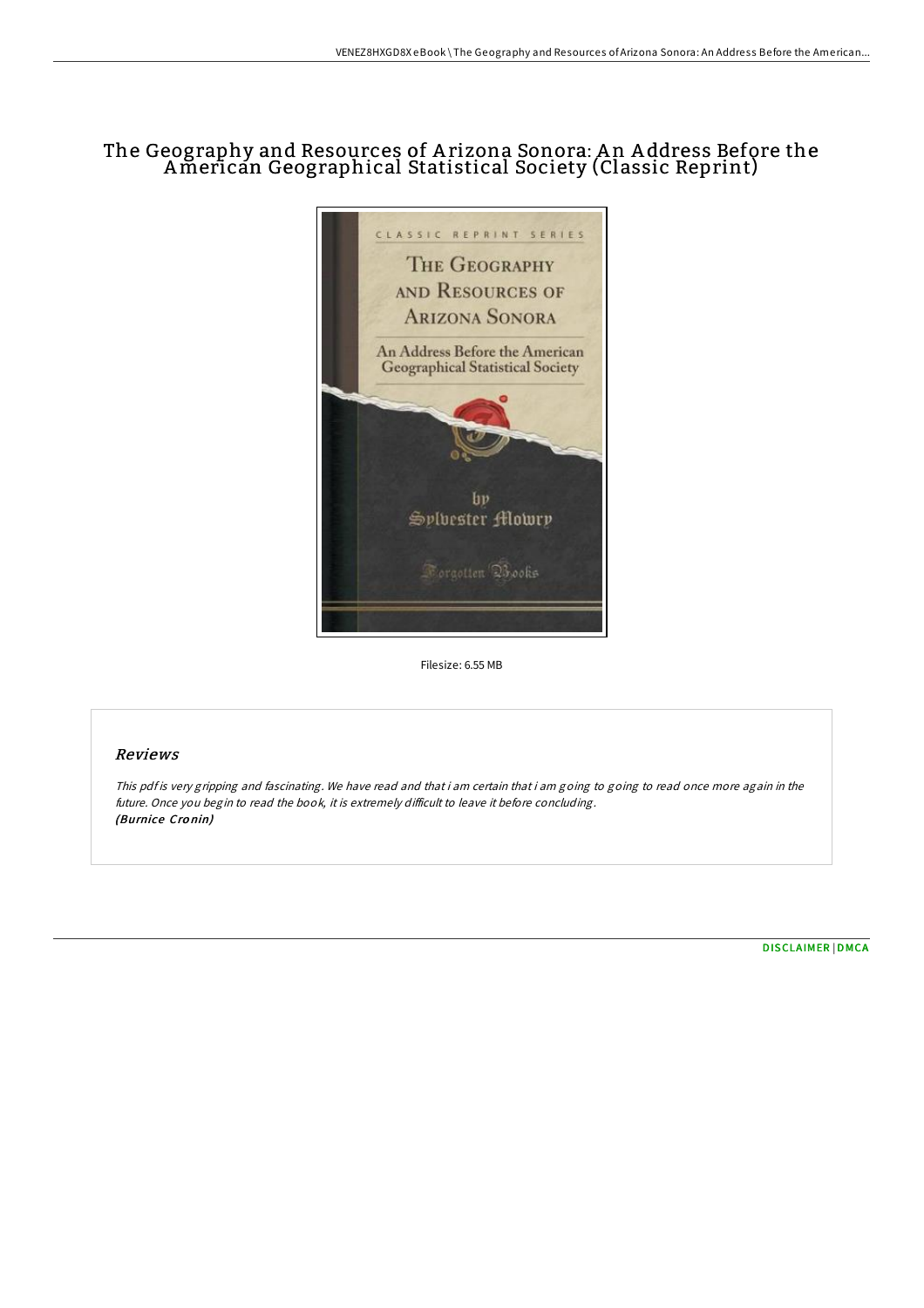# The Geography and Resources of Arizona Sonora: An Address Before the American Geographical Statistical Society (Classic Reprint)

Filesize: 6.55 MB

## Reviews

*This pdf is very gripping and fascinating. We have read and that i am certain that i am going to going to read once more again in the future. Once you begin to read the book, it is extremely difficult to leave it before concluding.*
***(Burnice Cronin)***

DISCLAIMER | DMCA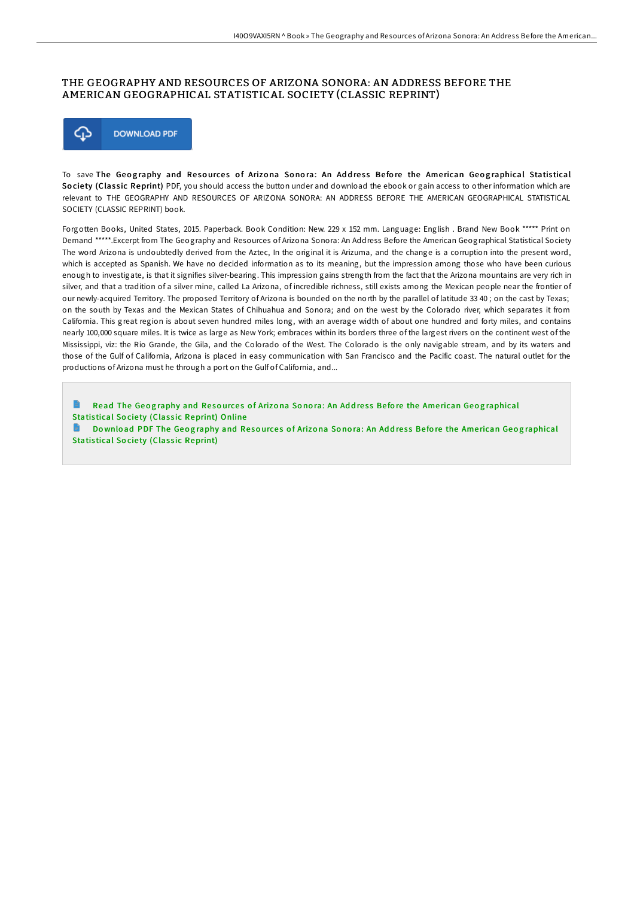# THE GEOGRAPHY AND RESOURCES OF ARIZONA SONORA: AN ADDRESS BEFORE THE AMERICAN GEOGRAPHICAL STATISTICAL SOCIETY (CLASSIC REPRINT)

DOWNLOAD PDF

To save **The Geography and Resources of Arizona Sonora: An Address Before the American Geographical Statistical Society (Classic Reprint)** PDF, you should access the button under and download the ebook or gain access to other information which are relevant to THE GEOGRAPHY AND RESOURCES OF ARIZONA SONORA: AN ADDRESS BEFORE THE AMERICAN GEOGRAPHICAL STATISTICAL SOCIETY (CLASSIC REPRINT) book.

Forgotten Books, United States, 2015. Paperback. Book Condition: New. 229 x 152 mm. Language: English . Brand New Book ***** Print on Demand *****.Excerpt from The Geography and Resources of Arizona Sonora: An Address Before the American Geographical Statistical Society The word Arizona is undoubtedly derived from the Aztec, In the original it is Arizuma, and the change is a corruption into the present word, which is accepted as Spanish. We have no decided information as to its meaning, but the impression among those who have been curious enough to investigate, is that it signifies silver-bearing. This impression gains strength from the fact that the Arizona mountains are very rich in silver, and that a tradition of a silver mine, called La Arizona, of incredible richness, still exists among the Mexican people near the frontier of our newly-acquired Territory. The proposed Territory of Arizona is bounded on the north by the parallel of latitude 33 40 ; on the cast by Texas; on the south by Texas and the Mexican States of Chihuahua and Sonora; and on the west by the Colorado river, which separates it from California. This great region is about seven hundred miles long, with an average width of about one hundred and forty miles, and contains nearly 100,000 square miles. It is twice as large as New York; embraces within its borders three of the largest rivers on the continent west of the Mississippi, viz: the Rio Grande, the Gila, and the Colorado of the West. The Colorado is the only navigable stream, and by its waters and those of the Gulf of California, Arizona is placed in easy communication with San Francisco and the Pacific coast. The natural outlet for the productions of Arizona must he through a port on the Gulf of California, and...

Read The Geography and Resources of Arizona Sonora: An Address Before the American Geographical Statistical Society (Classic Reprint) Online

Download PDF The Geography and Resources of Arizona Sonora: An Address Before the American Geographical Statistical Society (Classic Reprint)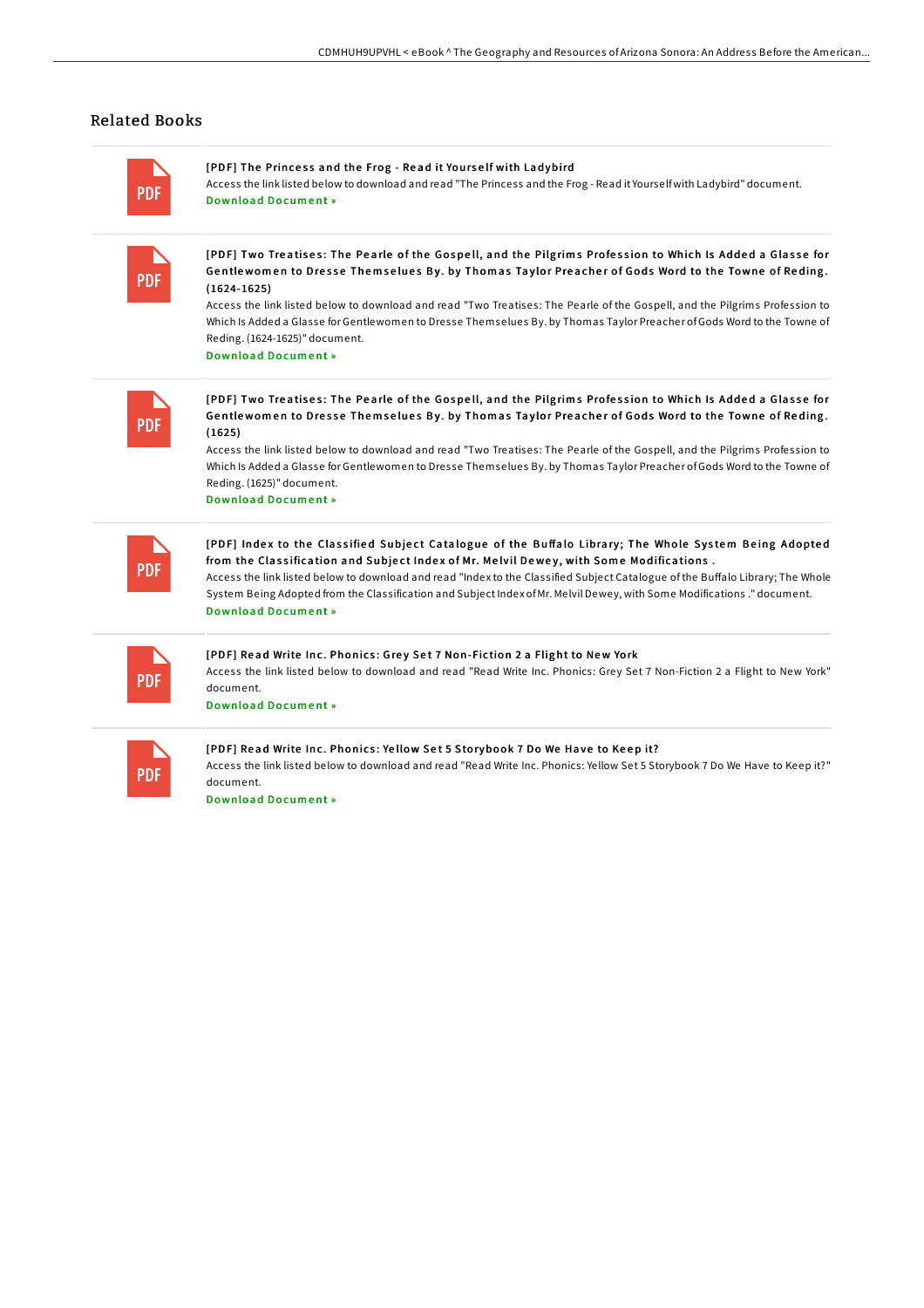## Related Books

[PDF] The Princess and the Frog - Read it Yourself with Ladybird

Access the link listed below to download and read "The Princess and the Frog - Read it Yourself with Ladybird" document.

Download Document »

[PDF] Two Treatises: The Pearle of the Gospell, and the Pilgrims Profession to Which Is Added a Glasse for Gentlewomen to Dresse Themselues By. by Thomas Taylor Preacher of Gods Word to the Towne of Reding. (1624-1625)

Access the link listed below to download and read "Two Treatises: The Pearle of the Gospell, and the Pilgrims Profession to Which Is Added a Glasse for Gentlewomen to Dresse Themselues By. by Thomas Taylor Preacher of Gods Word to the Towne of Reding. (1624-1625)" document.

Download Document »

[PDF] Two Treatises: The Pearle of the Gospell, and the Pilgrims Profession to Which Is Added a Glasse for Gentlewomen to Dresse Themselues By. by Thomas Taylor Preacher of Gods Word to the Towne of Reding. (1625)

Access the link listed below to download and read "Two Treatises: The Pearle of the Gospell, and the Pilgrims Profession to Which Is Added a Glasse for Gentlewomen to Dresse Themselues By. by Thomas Taylor Preacher of Gods Word to the Towne of Reding. (1625)" document.

Download Document »

[PDF] Index to the Classified Subject Catalogue of the Buffalo Library; The Whole System Being Adopted from the Classification and Subject Index of Mr. Melvil Dewey, with Some Modifications .

Access the link listed below to download and read "Index to the Classified Subject Catalogue of the Buffalo Library; The Whole System Being Adopted from the Classification and Subject Index of Mr. Melvil Dewey, with Some Modifications ." document.

Download Document »

[PDF] Read Write Inc. Phonics: Grey Set 7 Non-Fiction 2 a Flight to New York

Access the link listed below to download and read "Read Write Inc. Phonics: Grey Set 7 Non-Fiction 2 a Flight to New York" document.

Download Document »

[PDF] Read Write Inc. Phonics: Yellow Set 5 Storybook 7 Do We Have to Keep it?

Access the link listed below to download and read "Read Write Inc. Phonics: Yellow Set 5 Storybook 7 Do We Have to Keep it?" document.

Download Document »